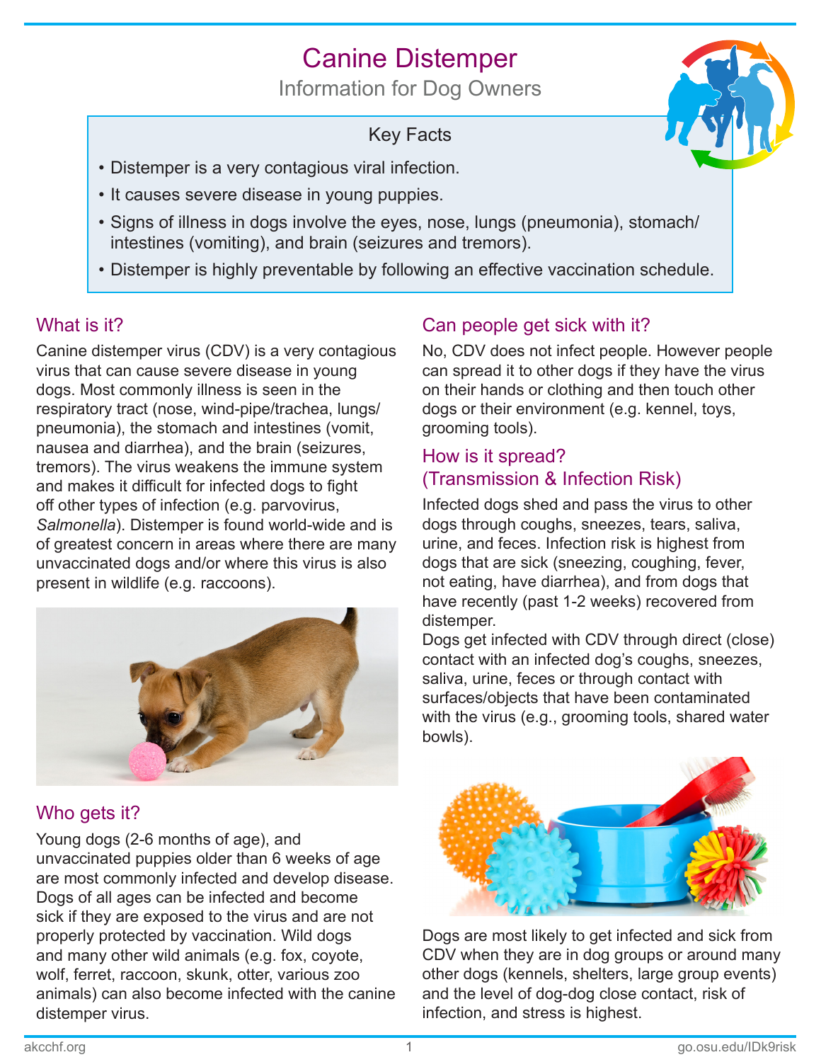# Canine Distemper

## Information for Dog Owners

### Key Facts

- Distemper is a very contagious viral infection.
- It causes severe disease in young puppies.
- Signs of illness in dogs involve the eyes, nose, lungs (pneumonia), stomach/ intestines (vomiting), and brain (seizures and tremors).
- Distemper is highly preventable by following an effective vaccination schedule.

## What is it?

Canine distemper virus (CDV) is a very contagious virus that can cause severe disease in young dogs. Most commonly illness is seen in the respiratory tract (nose, wind-pipe/trachea, lungs/ pneumonia), the stomach and intestines (vomit, nausea and diarrhea), and the brain (seizures, tremors). The virus weakens the immune system and makes it difficult for infected dogs to fight off other types of infection (e.g. parvovirus, *Salmonella*). Distemper is found world-wide and is of greatest concern in areas where there are many unvaccinated dogs and/or where this virus is also present in wildlife (e.g. raccoons).

## Who gets it?

Young dogs (2-6 months of age), and unvaccinated puppies older than 6 weeks of age are most commonly infected and develop disease. Dogs of all ages can be infected and become sick if they are exposed to the virus and are not properly protected by vaccination. Wild dogs and many other wild animals (e.g. fox, coyote, wolf, ferret, raccoon, skunk, otter, various zoo animals) can also become infected with the canine distemper virus.

## Can people get sick with it?

No, CDV does not infect people. However people can spread it to other dogs if they have the virus on their hands or clothing and then touch other dogs or their environment (e.g. kennel, toys, grooming tools).

## How is it spread? (Transmission & Infection Risk)

Infected dogs shed and pass the virus to other dogs through coughs, sneezes, tears, saliva, urine, and feces. Infection risk is highest from dogs that are sick (sneezing, coughing, fever, not eating, have diarrhea), and from dogs that have recently (past 1-2 weeks) recovered from distemper.

Dogs get infected with CDV through direct (close) contact with an infected dog's coughs, sneezes, saliva, urine, feces or through contact with surfaces/objects that have been contaminated with the virus (e.g., grooming tools, shared water bowls).

Dogs are most likely to get infected and sick from CDV when they are in dog groups or around many other dogs (kennels, shelters, large group events) and the level of dog-dog close contact, risk of infection, and stress is highest.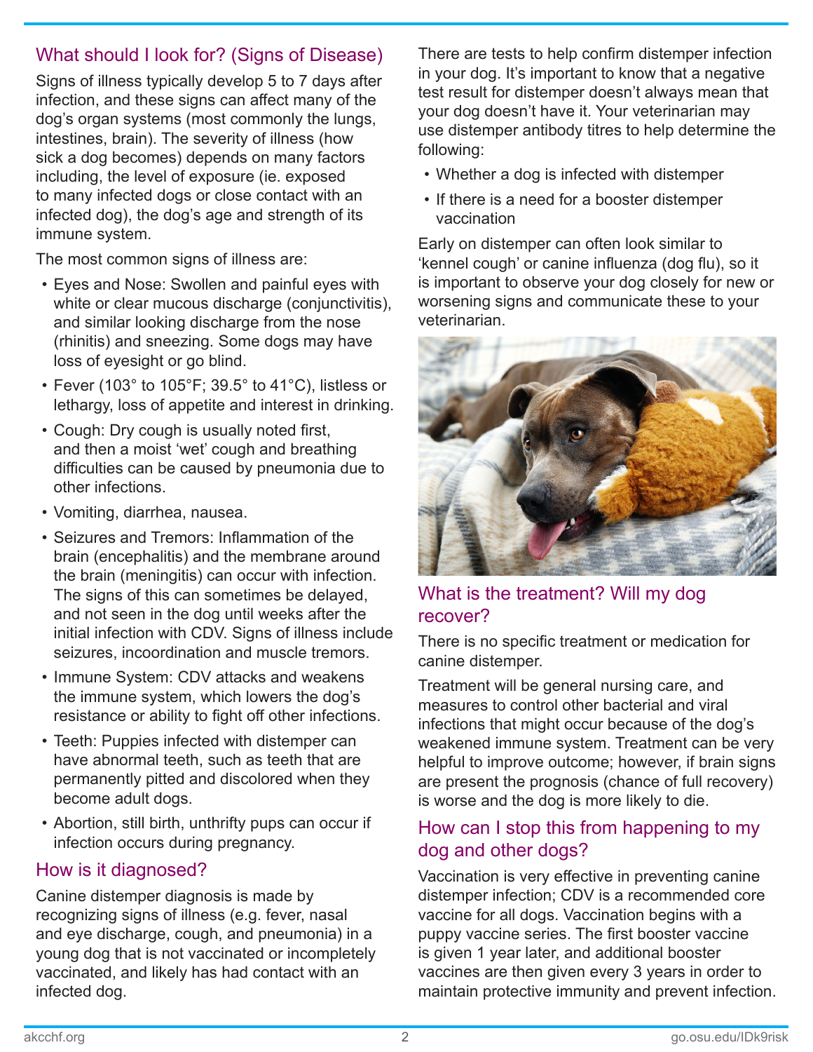## What should I look for? (Signs of Disease)

Signs of illness typically develop 5 to 7 days after infection, and these signs can affect many of the dog's organ systems (most commonly the lungs, intestines, brain). The severity of illness (how sick a dog becomes) depends on many factors including, the level of exposure (ie. exposed to many infected dogs or close contact with an infected dog), the dog's age and strength of its immune system.

The most common signs of illness are:

- Eyes and Nose: Swollen and painful eyes with white or clear mucous discharge (conjunctivitis), and similar looking discharge from the nose (rhinitis) and sneezing. Some dogs may have loss of eyesight or go blind.
- Fever (103° to 105°F; 39.5° to 41°C), listless or lethargy, loss of appetite and interest in drinking.
- Cough: Dry cough is usually noted first, and then a moist 'wet' cough and breathing difficulties can be caused by pneumonia due to other infections.
- Vomiting, diarrhea, nausea.
- Seizures and Tremors: Inflammation of the brain (encephalitis) and the membrane around the brain (meningitis) can occur with infection. The signs of this can sometimes be delayed, and not seen in the dog until weeks after the initial infection with CDV. Signs of illness include seizures, incoordination and muscle tremors.
- Immune System: CDV attacks and weakens the immune system, which lowers the dog's resistance or ability to fight off other infections.
- Teeth: Puppies infected with distemper can have abnormal teeth, such as teeth that are permanently pitted and discolored when they become adult dogs.
- Abortion, still birth, unthrifty pups can occur if infection occurs during pregnancy.

## How is it diagnosed?

Canine distemper diagnosis is made by recognizing signs of illness (e.g. fever, nasal and eye discharge, cough, and pneumonia) in a young dog that is not vaccinated or incompletely vaccinated, and likely has had contact with an infected dog.

There are tests to help confirm distemper infection in your dog. It's important to know that a negative test result for distemper doesn't always mean that your dog doesn't have it. Your veterinarian may use distemper antibody titres to help determine the following:

- Whether a dog is infected with distemper
- If there is a need for a booster distemper vaccination

Early on distemper can often look similar to 'kennel cough' or canine influenza (dog flu), so it is important to observe your dog closely for new or worsening signs and communicate these to your veterinarian.

## What is the treatment? Will my dog recover?

There is no specific treatment or medication for canine distemper.

Treatment will be general nursing care, and measures to control other bacterial and viral infections that might occur because of the dog's weakened immune system. Treatment can be very helpful to improve outcome; however, if brain signs are present the prognosis (chance of full recovery) is worse and the dog is more likely to die.

## How can I stop this from happening to my dog and other dogs?

Vaccination is very effective in preventing canine distemper infection; CDV is a recommended core vaccine for all dogs. Vaccination begins with a puppy vaccine series. The first booster vaccine is given 1 year later, and additional booster vaccines are then given every 3 years in order to maintain protective immunity and prevent infection.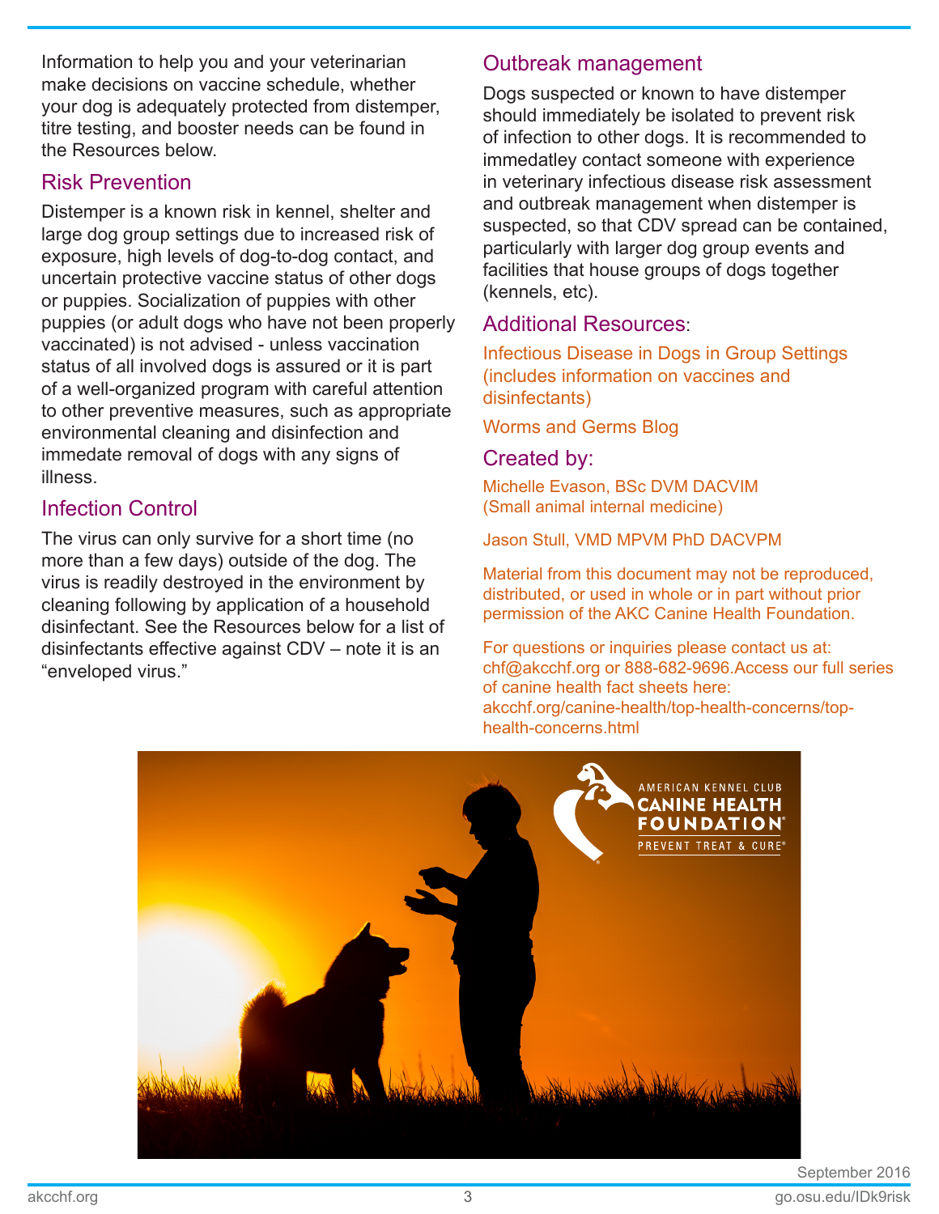Information to help you and your veterinarian make decisions on vaccine schedule, whether your dog is adequately protected from distemper, titre testing, and booster needs can be found in the Resources below.

## Risk Prevention

Distemper is a known risk in kennel, shelter and large dog group settings due to increased risk of exposure, high levels of dog-to-dog contact, and uncertain protective vaccine status of other dogs or puppies. Socialization of puppies with other puppies (or adult dogs who have not been properly vaccinated) is not advised - unless vaccination status of all involved dogs is assured or it is part of a well-organized program with careful attention to other preventive measures, such as appropriate environmental cleaning and disinfection and immedate removal of dogs with any signs of illness.

## Infection Control

The virus can only survive for a short time (no more than a few days) outside of the dog. The virus is readily destroyed in the environment by cleaning following by application of a household disinfectant. See the Resources below for a list of disinfectants effective against CDV – note it is an "enveloped virus."

## Outbreak management

Dogs suspected or known to have distemper should immediately be isolated to prevent risk of infection to other dogs. It is recommended to immedatley contact someone with experience in veterinary infectious disease risk assessment and outbreak management when distemper is suspected, so that CDV spread can be contained, particularly with larger dog group events and facilities that house groups of dogs together (kennels, etc).

## Additional Resources:

Infectious Disease in Dogs in Group Settings (includes information on vaccines and disinfectants)

Worms and Germs Blog

## Created by:

Michelle Evason, BSc DVM DACVIM (Small animal internal medicine)

Jason Stull, VMD MPVM PhD DACVPM

Material from this document may not be reproduced, distributed, or used in whole or in part without prior permission of the AKC Canine Health Foundation.

For questions or inquiries please contact us at: chf@akcchf.org or 888-682-9696.Access our full series of canine health fact sheets here: akcchf.org/canine-health/top-health-concerns/top-health-concerns.html

September 2016